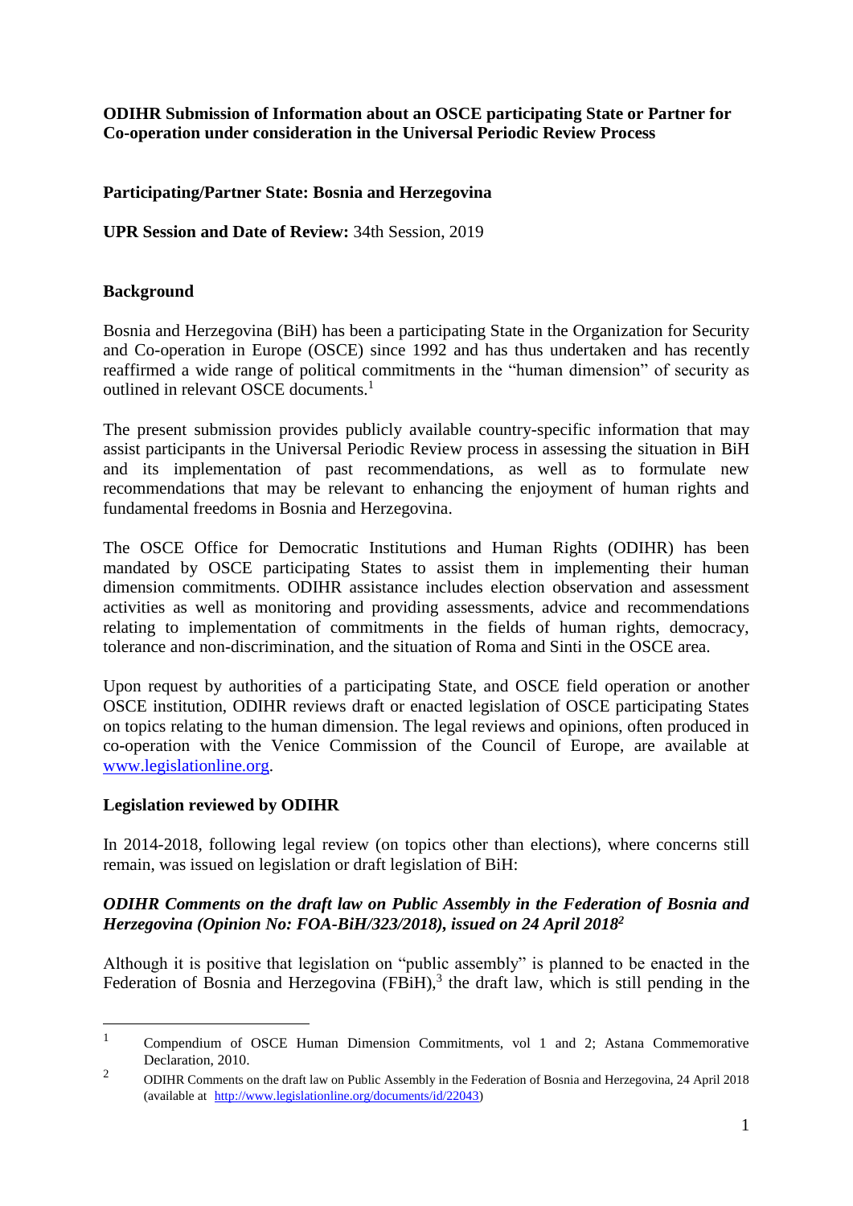**ODIHR Submission of Information about an OSCE participating State or Partner for Co-operation under consideration in the Universal Periodic Review Process**

**Participating/Partner State: Bosnia and Herzegovina**

**UPR Session and Date of Review:** 34th Session, 2019

## Background

Bosnia and Herzegovina (BiH) has been a participating State in the Organization for Security and Co-operation in Europe (OSCE) since 1992 and has thus undertaken and has recently reaffirmed a wide range of political commitments in the "human dimension" of security as outlined in relevant OSCE documents.[1]

The present submission provides publicly available country-specific information that may assist participants in the Universal Periodic Review process in assessing the situation in BiH and its implementation of past recommendations, as well as to formulate new recommendations that may be relevant to enhancing the enjoyment of human rights and fundamental freedoms in Bosnia and Herzegovina.

The OSCE Office for Democratic Institutions and Human Rights (ODIHR) has been mandated by OSCE participating States to assist them in implementing their human dimension commitments. ODIHR assistance includes election observation and assessment activities as well as monitoring and providing assessments, advice and recommendations relating to implementation of commitments in the fields of human rights, democracy, tolerance and non-discrimination, and the situation of Roma and Sinti in the OSCE area.

Upon request by authorities of a participating State, and OSCE field operation or another OSCE institution, ODIHR reviews draft or enacted legislation of OSCE participating States on topics relating to the human dimension. The legal reviews and opinions, often produced in co-operation with the Venice Commission of the Council of Europe, are available at www.legislationline.org.

## Legislation reviewed by ODIHR

In 2014-2018, following legal review (on topics other than elections), where concerns still remain, was issued on legislation or draft legislation of BiH:

### *ODIHR Comments on the draft law on Public Assembly in the Federation of Bosnia and Herzegovina (Opinion No: FOA-BiH/323/2018), issued on 24 April 2018*[2]

Although it is positive that legislation on "public assembly" is planned to be enacted in the Federation of Bosnia and Herzegovina (FBiH),[3] the draft law, which is still pending in the

---

[1] Compendium of OSCE Human Dimension Commitments, vol 1 and 2; Astana Commemorative Declaration, 2010.

[2] ODIHR Comments on the draft law on Public Assembly in the Federation of Bosnia and Herzegovina, 24 April 2018 (available at http://www.legislationline.org/documents/id/22043)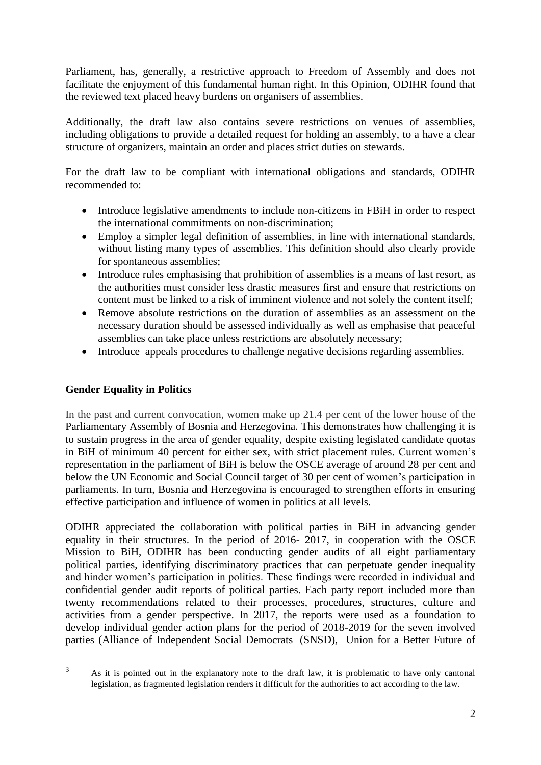Parliament, has, generally, a restrictive approach to Freedom of Assembly and does not facilitate the enjoyment of this fundamental human right. In this Opinion, ODIHR found that the reviewed text placed heavy burdens on organisers of assemblies.

Additionally, the draft law also contains severe restrictions on venues of assemblies, including obligations to provide a detailed request for holding an assembly, to a have a clear structure of organizers, maintain an order and places strict duties on stewards.

For the draft law to be compliant with international obligations and standards, ODIHR recommended to:

- Introduce legislative amendments to include non-citizens in FBiH in order to respect the international commitments on non-discrimination;
- Employ a simpler legal definition of assemblies, in line with international standards, without listing many types of assemblies. This definition should also clearly provide for spontaneous assemblies;
- Introduce rules emphasising that prohibition of assemblies is a means of last resort, as the authorities must consider less drastic measures first and ensure that restrictions on content must be linked to a risk of imminent violence and not solely the content itself;
- Remove absolute restrictions on the duration of assemblies as an assessment on the necessary duration should be assessed individually as well as emphasise that peaceful assemblies can take place unless restrictions are absolutely necessary;
- Introduce appeals procedures to challenge negative decisions regarding assemblies.

**Gender Equality in Politics**

In the past and current convocation, women make up 21.4 per cent of the lower house of the Parliamentary Assembly of Bosnia and Herzegovina. This demonstrates how challenging it is to sustain progress in the area of gender equality, despite existing legislated candidate quotas in BiH of minimum 40 percent for either sex, with strict placement rules. Current women's representation in the parliament of BiH is below the OSCE average of around 28 per cent and below the UN Economic and Social Council target of 30 per cent of women's participation in parliaments. In turn, Bosnia and Herzegovina is encouraged to strengthen efforts in ensuring effective participation and influence of women in politics at all levels.

ODIHR appreciated the collaboration with political parties in BiH in advancing gender equality in their structures. In the period of 2016- 2017, in cooperation with the OSCE Mission to BiH, ODIHR has been conducting gender audits of all eight parliamentary political parties, identifying discriminatory practices that can perpetuate gender inequality and hinder women's participation in politics. These findings were recorded in individual and confidential gender audit reports of political parties. Each party report included more than twenty recommendations related to their processes, procedures, structures, culture and activities from a gender perspective. In 2017, the reports were used as a foundation to develop individual gender action plans for the period of 2018-2019 for the seven involved parties (Alliance of Independent Social Democrats (SNSD), Union for a Better Future of

[3] As it is pointed out in the explanatory note to the draft law, it is problematic to have only cantonal legislation, as fragmented legislation renders it difficult for the authorities to act according to the law.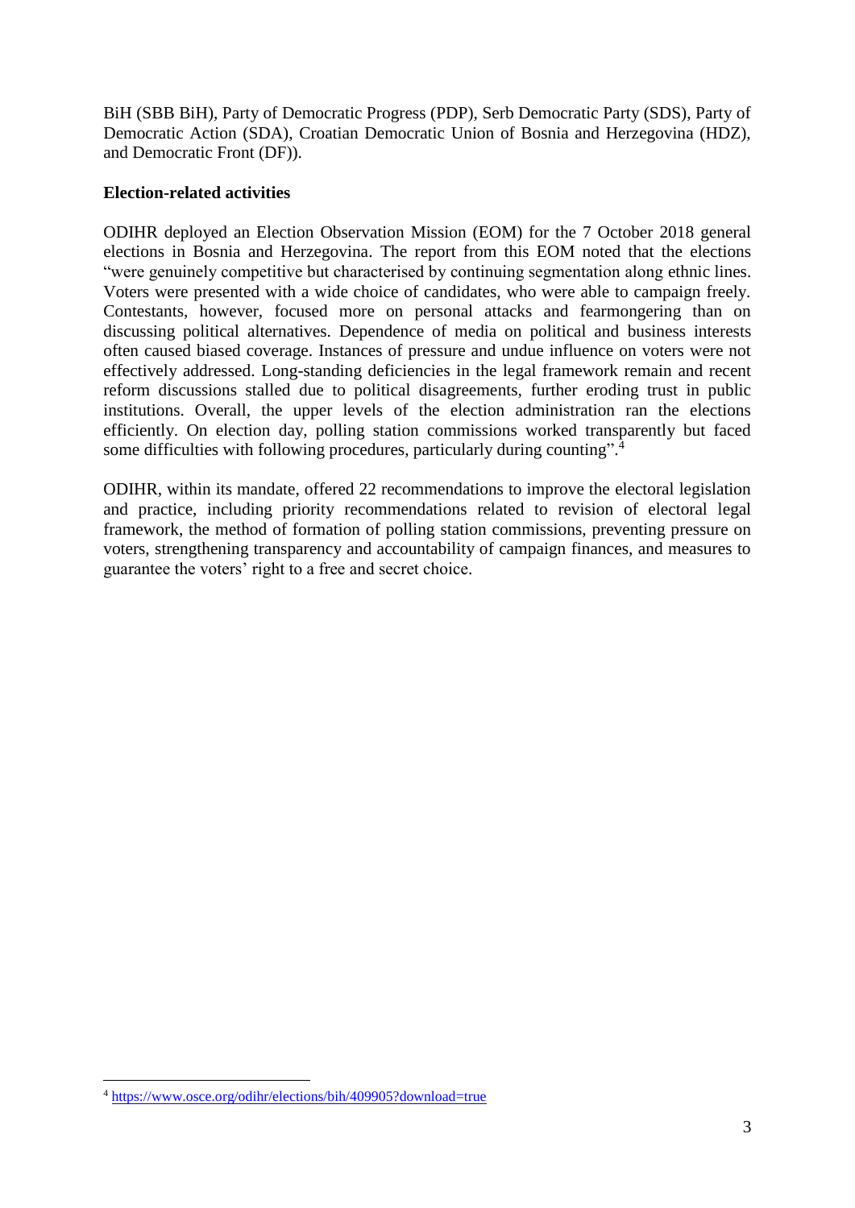BiH (SBB BiH), Party of Democratic Progress (PDP), Serb Democratic Party (SDS), Party of Democratic Action (SDA), Croatian Democratic Union of Bosnia and Herzegovina (HDZ), and Democratic Front (DF)).

**Election-related activities**

ODIHR deployed an Election Observation Mission (EOM) for the 7 October 2018 general elections in Bosnia and Herzegovina. The report from this EOM noted that the elections "were genuinely competitive but characterised by continuing segmentation along ethnic lines. Voters were presented with a wide choice of candidates, who were able to campaign freely. Contestants, however, focused more on personal attacks and fearmongering than on discussing political alternatives. Dependence of media on political and business interests often caused biased coverage. Instances of pressure and undue influence on voters were not effectively addressed. Long-standing deficiencies in the legal framework remain and recent reform discussions stalled due to political disagreements, further eroding trust in public institutions. Overall, the upper levels of the election administration ran the elections efficiently. On election day, polling station commissions worked transparently but faced some difficulties with following procedures, particularly during counting".[4]

ODIHR, within its mandate, offered 22 recommendations to improve the electoral legislation and practice, including priority recommendations related to revision of electoral legal framework, the method of formation of polling station commissions, preventing pressure on voters, strengthening transparency and accountability of campaign finances, and measures to guarantee the voters' right to a free and secret choice.

---

[4] https://www.osce.org/odihr/elections/bih/409905?download=true